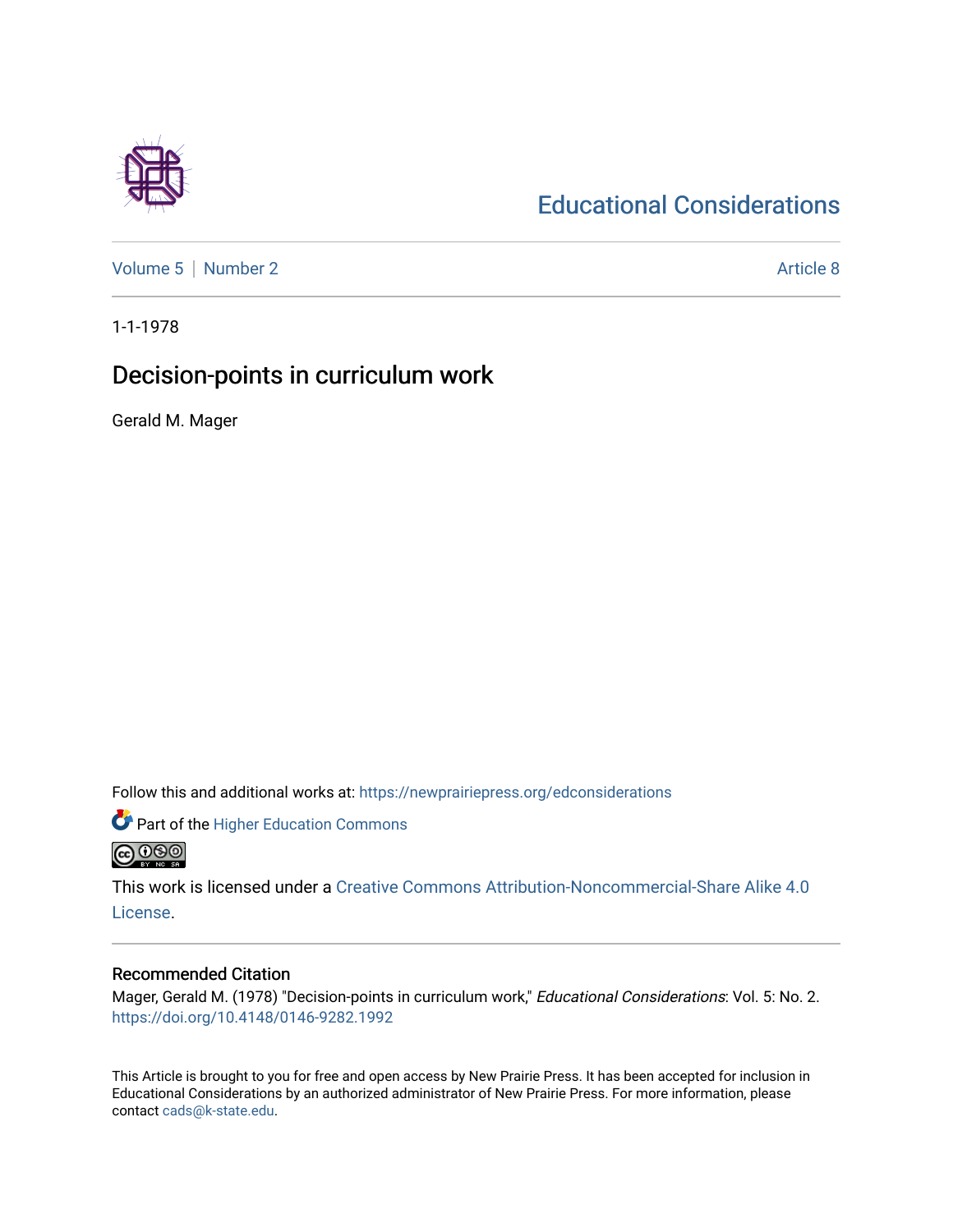# Educational Considerations

Volume 5 | Number 2 Article 8

1-1-1978

## Decision-points in curriculum work

Gerald M. Mager

Follow this and additional works at: https://newprairiepress.org/edconsiderations

Part of the Higher Education Commons

This work is licensed under a Creative Commons Attribution-Noncommercial-Share Alike 4.0 License.

### Recommended Citation

Mager, Gerald M. (1978) "Decision-points in curriculum work," *Educational Considerations*: Vol. 5: No. 2. https://doi.org/10.4148/0146-9282.1992

This Article is brought to you for free and open access by New Prairie Press. It has been accepted for inclusion in Educational Considerations by an authorized administrator of New Prairie Press. For more information, please contact cads@k-state.edu.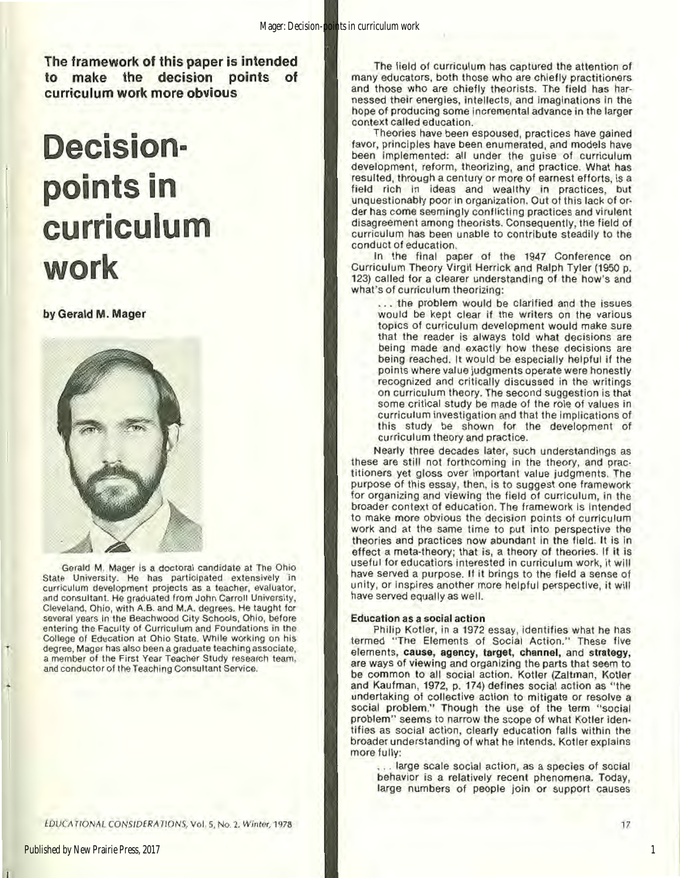**The framework of this paper is intended to make the decision points of curriculum work more obvious**

# Decision-points in curriculum work

**by Gerald M. Mager**

Gerald M. Mager is a doctoral candidate at The Ohio State University. He has participated extensively in curriculum development projects as a teacher, evaluator, and consultant. He graduated from John Carroll University, Cleveland, Ohio, with A.B. and M.A. degrees. He taught for several years in the Beachwood City Schools, Ohio, before entering the Faculty of Curriculum and Foundations in the College of Education at Ohio State. While working on his degree, Mager has also been a graduate teaching associate, a member of the First Year Teacher Study research team, and conductor of the Teaching Consultant Service.

The field of curriculum has captured the attention of many educators, both those who are chiefly practitioners and those who are chiefly theorists. The field has harnessed their energies, intellects, and imaginations in the hope of producing some incremental advance in the larger context called education.

Theories have been espoused, practices have gained favor, principles have been enumerated, and models have been implemented: all under the guise of curriculum development, reform, theorizing, and practice. What has resulted, through a century or more of earnest efforts, is a field rich in ideas and wealthy in practices, but unquestionably poor in organization. Out of this lack of order has come seemingly conflicting practices and virulent disagreement among theorists. Consequently, the field of curriculum has been unable to contribute steadily to the conduct of education.

In the final paper of the 1947 Conference on Curriculum Theory Virgil Herrick and Ralph Tyler (1950 p. 123) called for a clearer understanding of the how's and what's of curriculum theorizing:

> . . . the problem would be clarified and the issues would be kept clear if the writers on the various topics of curriculum development would make sure that the reader is always told what decisions are being made and exactly how these decisions are being reached. It would be especially helpful if the points where value judgments operate were honestly recognized and critically discussed in the writings on curriculum theory. The second suggestion is that some critical study be made of the role of values in curriculum investigation and that the implications of this study be shown for the development of curriculum theory and practice.

Nearly three decades later, such understandings as these are still not forthcoming in the theory, and practitioners yet gloss over important value judgments. The purpose of this essay, then, is to suggest one framework for organizing and viewing the field of curriculum, in the broader context of education. The framework is intended to make more obvious the decision points of curriculum work and at the same time to put into perspective the theories and practices now abundant in the field. It is in effect a meta-theory; that is, a theory of theories. If it is useful for educators interested in curriculum work, it will have served a purpose. If it brings to the field a sense of unity, or inspires another more helpful perspective, it will have served equally as well.

### Education as a social action

Philip Kotler, in a 1972 essay, identifies what he has termed "The Elements of Social Action." These five elements, **cause, agency, target, channel,** and **strategy,** are ways of viewing and organizing the parts that seem to be common to all social action. Kotler (Zaltman, Kotler and Kaufman, 1972, p. 174) defines social action as "the undertaking of collective action to mitigate or resolve a social problem." Though the use of the term "social problem" seems to narrow the scope of what Kotler identifies as social action, clearly education falls within the broader understanding of what he intends. Kotler explains more fully:

> . . . large scale social action, as a species of social behavior is a relatively recent phenomena. Today, large numbers of people join or support causes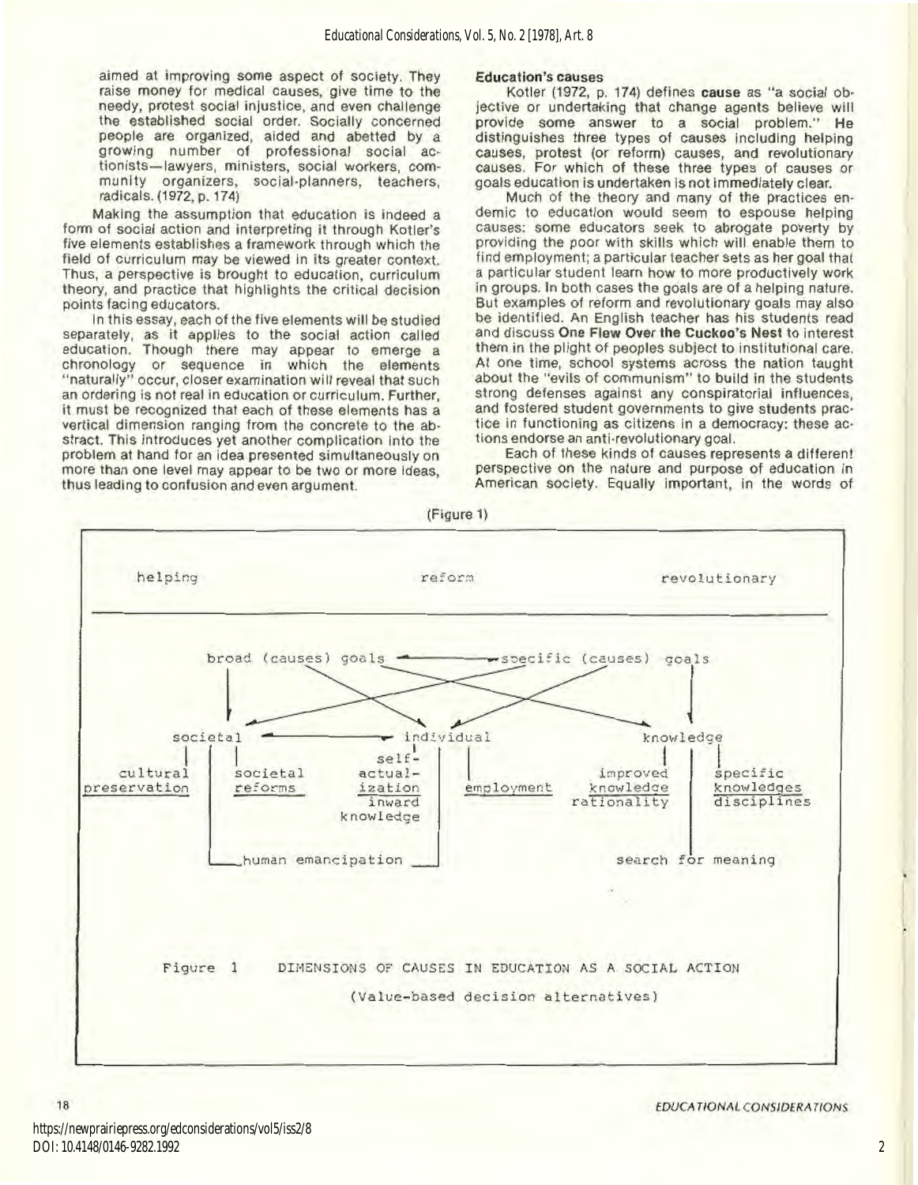aimed at improving some aspect of society. They raise money for medical causes, give time to the needy, protest social injustice, and even challenge the established social order. Socially concerned people are organized, aided and abetted by a growing number of professional social actionists—lawyers, ministers, social workers, community organizers, social-planners, teachers, radicals. (1972, p. 174)

Making the assumption that education is indeed a form of social action and interpreting it through Kotler's five elements establishes a framework through which the field of curriculum may be viewed in its greater context. Thus, a perspective is brought to education, curriculum theory, and practice that highlights the critical decision points facing educators.

In this essay, each of the five elements will be studied separately, as it applies to the social action called education. Though there may appear to emerge a chronology or sequence in which the elements "naturally" occur, closer examination will reveal that such an ordering is not real in education or curriculum. Further, it must be recognized that each of these elements has a vertical dimension ranging from the concrete to the abstract. This introduces yet another complication into the problem at hand for an idea presented simultaneously on more than one level may appear to be two or more ideas, thus leading to confusion and even argument.

**Education's causes**

Kotler (1972, p. 174) defines **cause** as "a social objective or undertaking that change agents believe will provide some answer to a social problem." He distinguishes three types of causes including helping causes, protest (or reform) causes, and revolutionary causes. For which of these three types of causes or goals education is undertaken is not immediately clear.

Much of the theory and many of the practices endemic to education would seem to espouse helping causes: some educators seek to abrogate poverty by providing the poor with skills which will enable them to find employment; a particular teacher sets as her goal that a particular student learn how to more productively work in groups. In both cases the goals are of a helping nature. But examples of reform and revolutionary goals may also be identified. An English teacher has his students read and discuss **One Flew Over the Cuckoo's Nest** to interest them in the plight of peoples subject to institutional care. At one time, school systems across the nation taught about the "evils of communism" to build in the students strong defenses against any conspiratorial influences, and fostered student governments to give students practice in functioning as citizens in a democracy: these actions endorse an anti-revolutionary goal.

Each of these kinds of causes represents a different perspective on the nature and purpose of education in American society. Equally important, in the words of

(Figure 1)

```
helping                         reform                         revolutionary

            broad (causes) goals  <-------->  specific (causes) goals

      societal  <---------->  individual                    knowledge

cultural       societal     self-                     improved      specific
preservation   reforms      actual-     employment    knowledge     knowledges
                            ization                   rationality   disciplines
                            inward
                            knowledge

          human emancipation                          search for meaning
```

Figure 1 DIMENSIONS OF CAUSES IN EDUCATION AS A SOCIAL ACTION

(Value-based decision alternatives)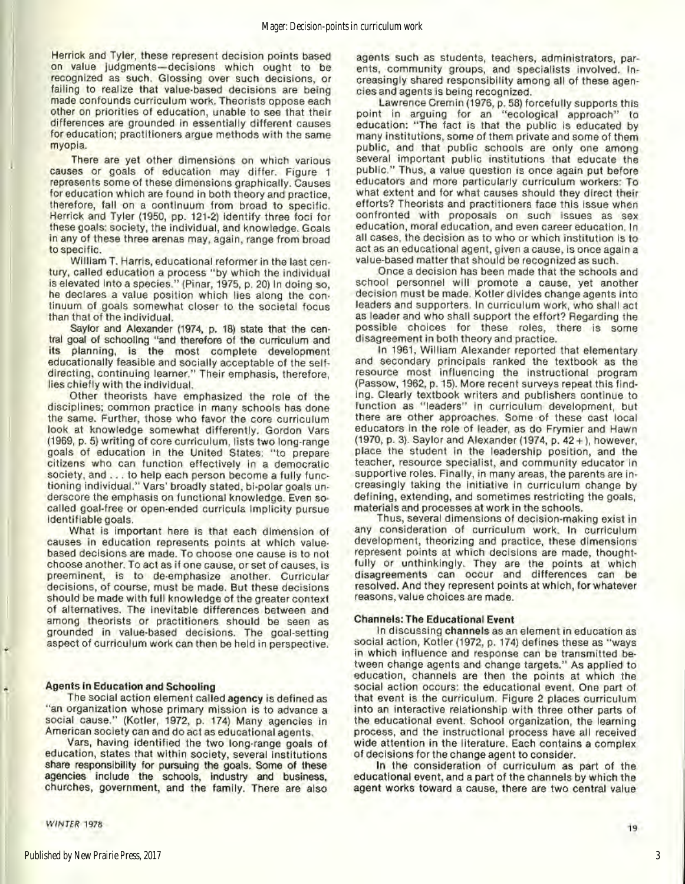Herrick and Tyler, these represent decision points based on value judgments—decisions which ought to be recognized as such. Glossing over such decisions, or failing to realize that value-based decisions are being made confounds curriculum work. Theorists oppose each other on priorities of education, unable to see that their differences are grounded in essentially different causes for education; practitioners argue methods with the same myopia.

There are yet other dimensions on which various causes or goals of education may differ. Figure 1 represents some of these dimensions graphically. Causes for education which are found in both theory and practice, therefore, fall on a continuum from broad to specific. Herrick and Tyler (1950, pp. 121-2) identify three foci for these goals: society, the individual, and knowledge. Goals in any of these three arenas may, again, range from broad to specific.

William T. Harris, educational reformer in the last century, called education a process "by which the individual is elevated into a species." (Pinar, 1975, p. 20) In doing so, he declares a value position which lies along the continuum of goals somewhat closer to the societal focus than that of the individual.

Saylor and Alexander (1974, p. 18) state that the central goal of schooling "and therefore of the curriculum and its planning, is the most complete development educationally feasible and socially acceptable of the self-directing, continuing learner." Their emphasis, therefore, lies chiefly with the individual.

Other theorists have emphasized the role of the disciplines; common practice in many schools has done the same. Further, those who favor the core curriculum look at knowledge somewhat differently. Gordon Vars (1969, p. 5) writing of core curriculum, lists two long-range goals of education in the United States: "to prepare citizens who can function effectively in a democratic society, and . . . to help each person become a fully functioning individual." Vars' broadly stated, bi-polar goals underscore the emphasis on functional knowledge. Even so-called goal-free or open-ended curricula implicity pursue identifiable goals.

What is important here is that each dimension of causes in education represents points at which value-based decisions are made. To choose one cause is to not choose another. To act as if one cause, or set of causes, is preeminent, is to de-emphasize another. Curricular decisions, of course, must be made. But these decisions should be made with full knowledge of the greater context of alternatives. The inevitable differences between and among theorists or practitioners should be seen as grounded in value-based decisions. The goal-setting aspect of curriculum work can then be held in perspective.

### Agents in Education and Schooling

The social action element called **agency** is defined as "an organization whose primary mission is to advance a social cause." (Kotler, 1972, p. 174) Many agencies in American society can and do act as educational agents.

Vars, having identified the two long-range goals of education, states that within society, several institutions share responsibility for pursuing the goals. Some of these agencies include the schools, industry and business, churches, government, and the family. There are also agents such as students, teachers, administrators, parents, community groups, and specialists involved. Increasingly shared responsibility among all of these agencies and agents is being recognized.

Lawrence Cremin (1976, p. 58) forcefully supports this point in arguing for an "ecological approach" to education: "The fact is that the public is educated by many institutions, some of them private and some of them public, and that public schools are only one among several important public institutions that educate the public." Thus, a value question is once again put before educators and more particularly curriculum workers: To what extent and for what causes should they direct their efforts? Theorists and practitioners face this issue when confronted with proposals on such issues as sex education, moral education, and even career education. In all cases, the decision as to who or which institution is to act as an educational agent, given a cause, is once again a value-based matter that should be recognized as such.

Once a decision has been made that the schools and school personnel will promote a cause, yet another decision must be made. Kotler divides change agents into leaders and supporters. In curriculum work, who shall act as leader and who shall support the effort? Regarding the possible choices for these roles, there is some disagreement in both theory and practice.

In 1961, William Alexander reported that elementary and secondary principals ranked the textbook as the resource most influencing the instructional program (Passow, 1962, p. 15). More recent surveys repeat this finding. Clearly textbook writers and publishers continue to function as "leaders" in curriculum development, but there are other approaches. Some of these cast local educators in the role of leader, as do Frymier and Hawn (1970, p. 3). Saylor and Alexander (1974, p. 42+), however, place the student in the leadership position, and the teacher, resource specialist, and community educator in supportive roles. Finally, in many areas, the parents are increasingly taking the initiative in curriculum change by defining, extending, and sometimes restricting the goals, materials and processes at work in the schools.

Thus, several dimensions of decision-making exist in any consideration of curriculum work. In curriculum development, theorizing and practice, these dimensions represent points at which decisions are made, thoughtfully or unthinkingly. They are the points at which disagreements can occur and differences can be resolved. And they represent points at which, for whatever reasons, value choices are made.

### Channels: The Educational Event

In discussing **channels** as an element in education as social action, Kotler (1972, p. 174) defines these as "ways in which influence and response can be transmitted between change agents and change targets." As applied to education, channels are then the points at which the social action occurs: the educational event. One part of that event is the curriculum. Figure 2 places curriculum into an interactive relationship with three other parts of the educational event. School organization, the learning process, and the instructional process have all received wide attention in the literature. Each contains a complex of decisions for the change agent to consider.

In the consideration of curriculum as part of the educational event, and a part of the channels by which the agent works toward a cause, there are two central value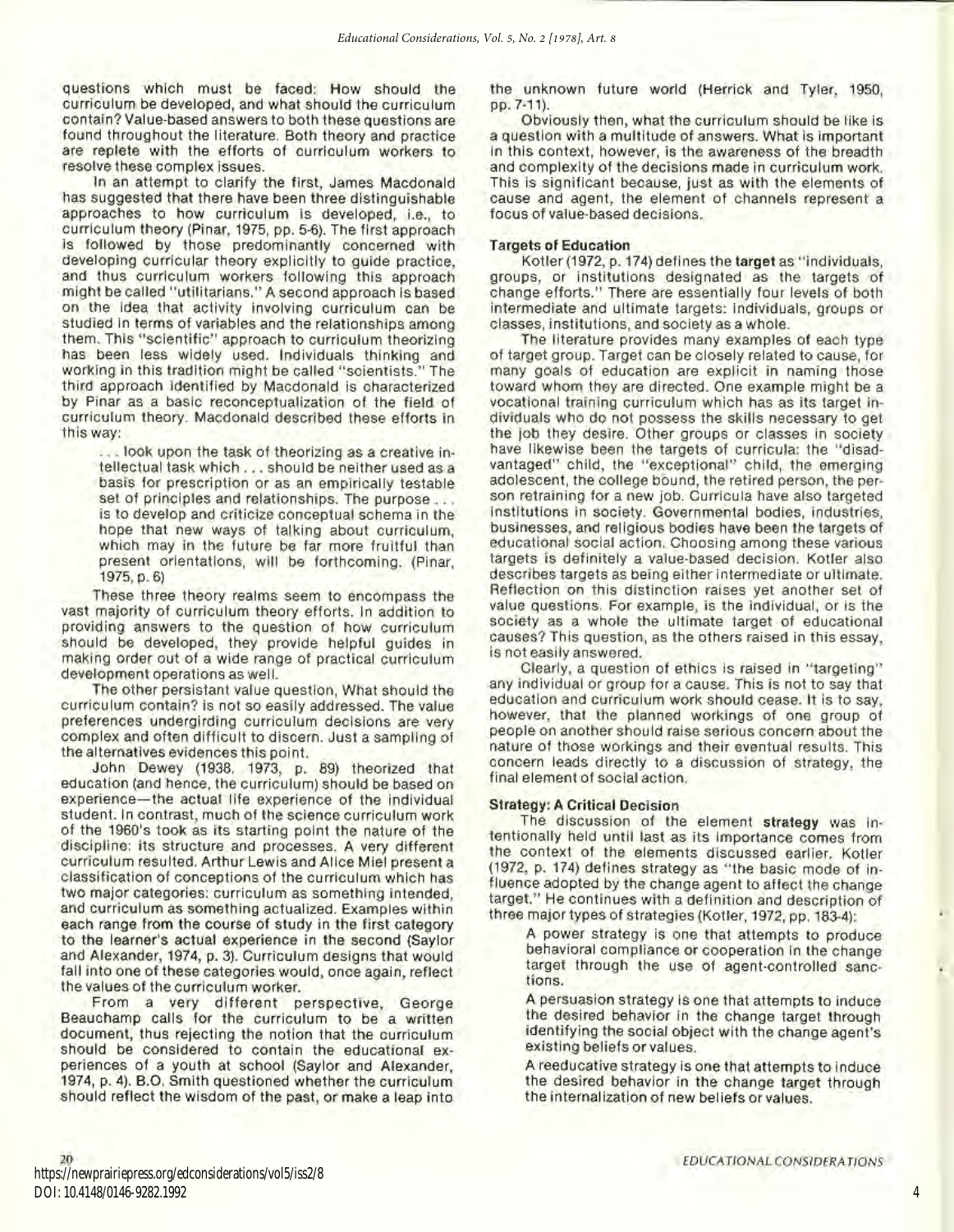questions which must be faced: How should the curriculum be developed, and what should the curriculum contain? Value-based answers to both these questions are found throughout the literature. Both theory and practice are replete with the efforts of curriculum workers to resolve these complex issues.

In an attempt to clarify the first, James Macdonald has suggested that there have been three distinguishable approaches to how curriculum is developed, i.e., to curriculum theory (Pinar, 1975, pp. 5-6). The first approach is followed by those predominantly concerned with developing curricular theory explicitly to guide practice, and thus curriculum workers following this approach might be called "utilitarians." A second approach is based on the idea that activity involving curriculum can be studied in terms of variables and the relationships among them. This "scientific" approach to curriculum theorizing has been less widely used. Individuals thinking and working in this tradition might be called "scientists." The third approach identified by Macdonald is characterized by Pinar as a basic reconceptualization of the field of curriculum theory. Macdonald described these efforts in this way:

> . . . look upon the task of theorizing as a creative intellectual task which . . . should be neither used as a basis for prescription or as an empirically testable set of principles and relationships. The purpose . . . is to develop and criticize conceptual schema in the hope that new ways of talking about curriculum, which may in the future be far more fruitful than present orientations, will be forthcoming. (Pinar, 1975, p. 6)

These three theory realms seem to encompass the vast majority of curriculum theory efforts. In addition to providing answers to the question of how curriculum should be developed, they provide helpful guides in making order out of a wide range of practical curriculum development operations as well.

The other persistant value question, What should the curriculum contain? is not so easily addressed. The value preferences undergirding curriculum decisions are very complex and often difficult to discern. Just a sampling of the alternatives evidences this point.

John Dewey (1938, 1973, p. 89) theorized that education (and hence, the curriculum) should be based on experience—the actual life experience of the individual student. In contrast, much of the science curriculum work of the 1960's took as its starting point the nature of the discipline: its structure and processes. A very different curriculum resulted. Arthur Lewis and Alice Miel present a classification of conceptions of the curriculum which has two major categories: curriculum as something intended, and curriculum as something actualized. Examples within each range from the course of study in the first category to the learner's actual experience in the second (Saylor and Alexander, 1974, p. 3). Curriculum designs that would fall into one of these categories would, once again, reflect the values of the curriculum worker.

From a very different perspective, George Beauchamp calls for the curriculum to be a written document, thus rejecting the notion that the curriculum should be considered to contain the educational experiences of a youth at school (Saylor and Alexander, 1974, p. 4). B.O. Smith questioned whether the curriculum should reflect the wisdom of the past, or make a leap into the unknown future world (Herrick and Tyler, 1950, pp. 7-11).

Obviously then, what the curriculum should be like is a question with a multitude of answers. What is important in this context, however, is the awareness of the breadth and complexity of the decisions made in curriculum work. This is significant because, just as with the elements of cause and agent, the element of channels represent a focus of value-based decisions.

### Targets of Education

Kotler (1972, p. 174) defines the **target** as "individuals, groups, or institutions designated as the targets of change efforts." There are essentially four levels of both intermediate and ultimate targets: individuals, groups or classes, institutions, and society as a whole.

The literature provides many examples of each type of target group. Target can be closely related to cause, for many goals of education are explicit in naming those toward whom they are directed. One example might be a vocational training curriculum which has as its target individuals who do not possess the skills necessary to get the job they desire. Other groups or classes in society have likewise been the targets of curricula: the "disadvantaged" child, the "exceptional" child, the emerging adolescent, the college bound, the retired person, the person retraining for a new job. Curricula have also targeted institutions in society. Governmental bodies, industries, businesses, and religious bodies have been the targets of educational social action. Choosing among these various targets is definitely a value-based decision. Kotler also describes targets as being either intermediate or ultimate. Reflection on this distinction raises yet another set of value questions. For example, is the individual, or is the society as a whole the ultimate target of educational causes? This question, as the others raised in this essay, is not easily answered.

Clearly, a question of ethics is raised in "targeting" any individual or group for a cause. This is not to say that education and curriculum work should cease. It is to say, however, that the planned workings of one group of people on another should raise serious concern about the nature of those workings and their eventual results. This concern leads directly to a discussion of strategy, the final element of social action.

### Strategy: A Critical Decision

The discussion of the element **strategy** was intentionally held until last as its importance comes from the context of the elements discussed earlier. Kotler (1972, p. 174) defines strategy as "the basic mode of influence adopted by the change agent to affect the change target." He continues with a definition and description of three major types of strategies (Kotler, 1972, pp. 183-4):

> A power strategy is one that attempts to produce behavioral compliance or cooperation in the change target through the use of agent-controlled sanctions.
>
> A persuasion strategy is one that attempts to induce the desired behavior in the change target through identifying the social object with the change agent's existing beliefs or values.
>
> A reeducative strategy is one that attempts to induce the desired behavior in the change target through the internalization of new beliefs or values.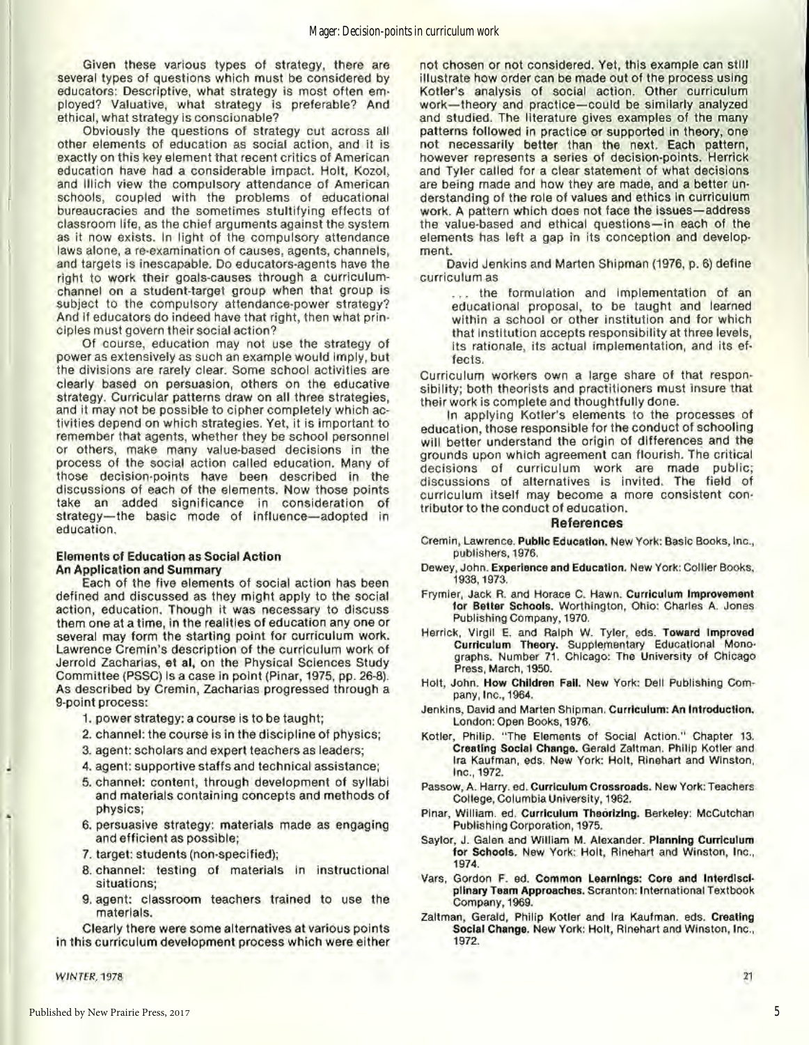Given these various types of strategy, there are several types of questions which must be considered by educators: Descriptive, what strategy is most often employed? Valuative, what strategy is preferable? And ethical, what strategy is conscionable?

Obviously the questions of strategy cut across all other elements of education as social action, and it is exactly on this key element that recent critics of American education have had a considerable impact. Holt, Kozol, and Illich view the compulsory attendance of American schools, coupled with the problems of educational bureaucracies and the sometimes stultifying effects of classroom life, as the chief arguments against the system as it now exists. In light of the compulsory attendance laws alone, a re-examination of causes, agents, channels, and targets is inescapable. Do educators-agents have the right to work their goals-causes through a curriculum-channel on a student-target group when that group is subject to the compulsory attendance-power strategy? And if educators do indeed have that right, then what principles must govern their social action?

Of course, education may not use the strategy of power as extensively as such an example would imply, but the divisions are rarely clear. Some school activities are clearly based on persuasion, others on the educative strategy. Curricular patterns draw on all three strategies, and it may not be possible to cipher completely which activities depend on which strategies. Yet, it is important to remember that agents, whether they be school personnel or others, make many value-based decisions in the process of the social action called education. Many of those decision-points have been described in the discussions of each of the elements. Now those points take an added significance in consideration of strategy—the basic mode of influence—adopted in education.

### Elements of Education as Social Action An Application and Summary

Each of the five elements of social action has been defined and discussed as they might apply to the social action, education. Though it was necessary to discuss them one at a time, in the realities of education any one or several may form the starting point for curriculum work. Lawrence Cremin's description of the curriculum work of Jerrold Zacharias, **et al**, on the Physical Sciences Study Committee (PSSC) is a case in point (Pinar, 1975, pp. 26-8). As described by Cremin, Zacharias progressed through a 9-point process:

1. power strategy: a course is to be taught;
2. channel: the course is in the discipline of physics;
3. agent: scholars and expert teachers as leaders;
4. agent: supportive staffs and technical assistance;
5. channel: content, through development of syllabi and materials containing concepts and methods of physics;
6. persuasive strategy: materials made as engaging and efficient as possible;
7. target: students (non-specified);
8. channel: testing of materials in instructional situations;
9. agent: classroom teachers trained to use the materials.

Clearly there were some alternatives at various points in this curriculum development process which were either not chosen or not considered. Yet, this example can still illustrate how order can be made out of the process using Kotler's analysis of social action. Other curriculum work—theory and practice—could be similarly analyzed and studied. The literature gives examples of the many patterns followed in practice or supported in theory, one not necessarily better than the next. Each pattern, however represents a series of decision-points. Herrick and Tyler called for a clear statement of what decisions are being made and how they are made, and a better understanding of the role of values and ethics in curriculum work. A pattern which does not face the issues—address the value-based and ethical questions—in each of the elements has left a gap in its conception and development.

David Jenkins and Marten Shipman (1976, p. 6) define curriculum as

> . . . the formulation and implementation of an educational proposal, to be taught and learned within a school or other institution and for which that institution accepts responsibility at three levels, its rationale, its actual implementation, and its effects.

Curriculum workers own a large share of that responsibility; both theorists and practitioners must insure that their work is complete and thoughtfully done.

In applying Kotler's elements to the processes of education, those responsible for the conduct of schooling will better understand the origin of differences and the grounds upon which agreement can flourish. The critical decisions of curriculum work are made public; discussions of alternatives is invited. The field of curriculum itself may become a more consistent contributor to the conduct of education.

### References

Cremin, Lawrence. **Public Education.** New York: Basic Books, Inc., publishers, 1976.

Dewey, John. **Experience and Education.** New York: Collier Books, 1938, 1973.

Frymier, Jack R. and Horace C. Hawn. **Curriculum Improvement for Better Schools.** Worthington, Ohio: Charles A. Jones Publishing Company, 1970.

Herrick, Virgil E. and Ralph W. Tyler, eds. **Toward Improved Curriculum Theory.** Supplementary Educational Monographs. Number 71. Chicago: The University of Chicago Press, March, 1950.

Holt, John. **How Children Fail.** New York: Dell Publishing Company, Inc., 1964.

Jenkins, David and Marten Shipman. **Curriculum: An Introduction.** London: Open Books, 1976.

Kotler, Philip. "The Elements of Social Action." Chapter 13. **Creating Social Change.** Gerald Zaltman, Philip Kotler and Ira Kaufman, eds. New York: Holt, Rinehart and Winston, Inc., 1972.

Passow, A. Harry. ed. **Curriculum Crossroads.** New York: Teachers College, Columbia University, 1962.

Pinar, William. ed. **Curriculum Theorizing.** Berkeley: McCutchan Publishing Corporation, 1975.

Saylor, J. Galen and William M. Alexander. **Planning Curriculum for Schools.** New York: Holt, Rinehart and Winston, Inc., 1974.

Vars, Gordon F. ed. **Common Learnings: Core and Interdisciplinary Team Approaches.** Scranton: International Textbook Company, 1969.

Zaltman, Gerald, Philip Kotler and Ira Kaufman. eds. **Creating Social Change.** New York: Holt, Rinehart and Winston, Inc., 1972.